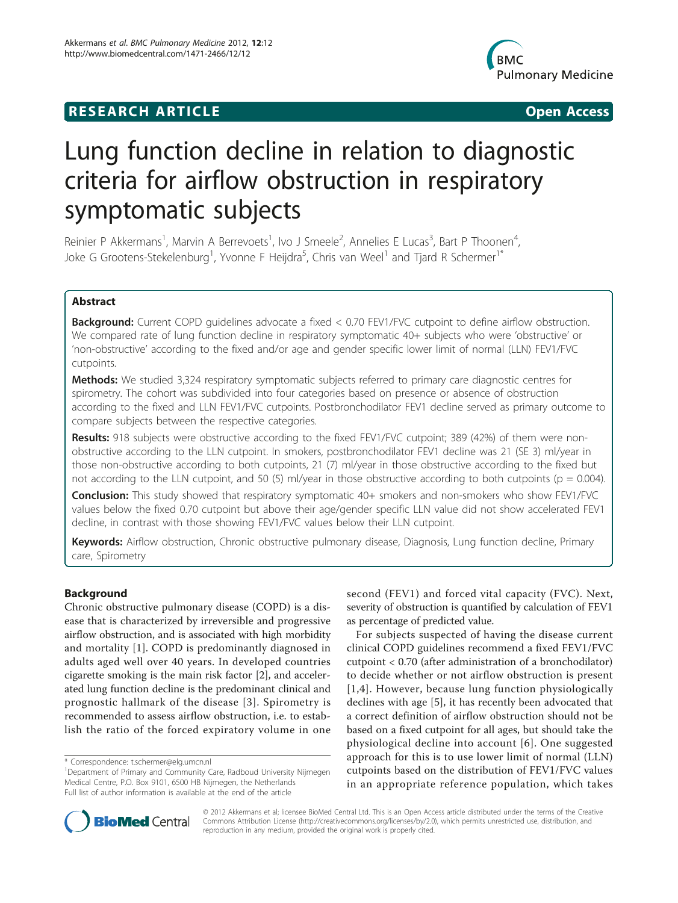# Lung function decline in relation to diagnostic criteria for airflow obstruction in respiratory symptomatic subjects

Reinier P Akkermans[1], Marvin A Berrevoets[1], Ivo J Smeele[2], Annelies E Lucas[3], Bart P Thoonen[4], Joke G Grootens-Stekelenburg[1], Yvonne F Heijdra[5], Chris van Weel[1] and Tjard R Schermer[1*]

## Abstract

**Background:** Current COPD guidelines advocate a fixed < 0.70 FEV1/FVC cutpoint to define airflow obstruction. We compared rate of lung function decline in respiratory symptomatic 40+ subjects who were 'obstructive' or 'non-obstructive' according to the fixed and/or age and gender specific lower limit of normal (LLN) FEV1/FVC cutpoints.

**Methods:** We studied 3,324 respiratory symptomatic subjects referred to primary care diagnostic centres for spirometry. The cohort was subdivided into four categories based on presence or absence of obstruction according to the fixed and LLN FEV1/FVC cutpoints. Postbronchodilator FEV1 decline served as primary outcome to compare subjects between the respective categories.

**Results:** 918 subjects were obstructive according to the fixed FEV1/FVC cutpoint; 389 (42%) of them were non-obstructive according to the LLN cutpoint. In smokers, postbronchodilator FEV1 decline was 21 (SE 3) ml/year in those non-obstructive according to both cutpoints, 21 (7) ml/year in those obstructive according to the fixed but not according to the LLN cutpoint, and 50 (5) ml/year in those obstructive according to both cutpoints ($p = 0.004$).

**Conclusion:** This study showed that respiratory symptomatic 40+ smokers and non-smokers who show FEV1/FVC values below the fixed 0.70 cutpoint but above their age/gender specific LLN value did not show accelerated FEV1 decline, in contrast with those showing FEV1/FVC values below their LLN cutpoint.

**Keywords:** Airflow obstruction, Chronic obstructive pulmonary disease, Diagnosis, Lung function decline, Primary care, Spirometry

## Background

Chronic obstructive pulmonary disease (COPD) is a disease that is characterized by irreversible and progressive airflow obstruction, and is associated with high morbidity and mortality [1]. COPD is predominantly diagnosed in adults aged well over 40 years. In developed countries cigarette smoking is the main risk factor [2], and accelerated lung function decline is the predominant clinical and prognostic hallmark of the disease [3]. Spirometry is recommended to assess airflow obstruction, i.e. to establish the ratio of the forced expiratory volume in one second (FEV1) and forced vital capacity (FVC). Next, severity of obstruction is quantified by calculation of FEV1 as percentage of predicted value.

For subjects suspected of having the disease current clinical COPD guidelines recommend a fixed FEV1/FVC cutpoint < 0.70 (after administration of a bronchodilator) to decide whether or not airflow obstruction is present [1,4]. However, because lung function physiologically declines with age [5], it has recently been advocated that a correct definition of airflow obstruction should not be based on a fixed cutpoint for all ages, but should take the physiological decline into account [6]. One suggested approach for this is to use lower limit of normal (LLN) cutpoints based on the distribution of FEV1/FVC values in an appropriate reference population, which takes

\* Correspondence: t.schermer@elg.umcn.nl
[1]Department of Primary and Community Care, Radboud University Nijmegen Medical Centre, P.O. Box 9101, 6500 HB Nijmegen, the Netherlands
Full list of author information is available at the end of the article

© 2012 Akkermans et al; licensee BioMed Central Ltd. This is an Open Access article distributed under the terms of the Creative Commons Attribution License (http://creativecommons.org/licenses/by/2.0), which permits unrestricted use, distribution, and reproduction in any medium, provided the original work is properly cited.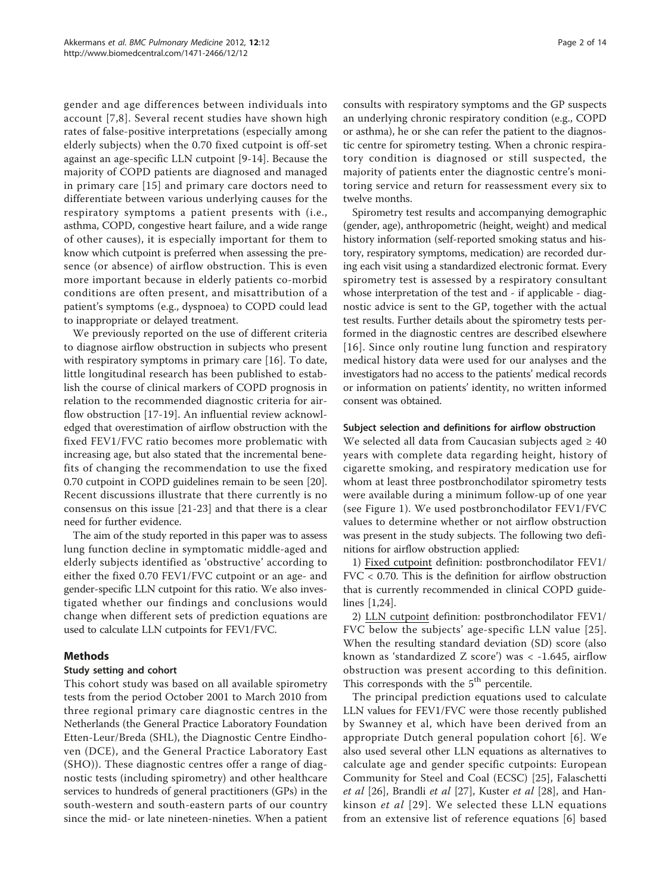gender and age differences between individuals into account [7,8]. Several recent studies have shown high rates of false-positive interpretations (especially among elderly subjects) when the 0.70 fixed cutpoint is off-set against an age-specific LLN cutpoint [9-14]. Because the majority of COPD patients are diagnosed and managed in primary care [15] and primary care doctors need to differentiate between various underlying causes for the respiratory symptoms a patient presents with (i.e., asthma, COPD, congestive heart failure, and a wide range of other causes), it is especially important for them to know which cutpoint is preferred when assessing the presence (or absence) of airflow obstruction. This is even more important because in elderly patients co-morbid conditions are often present, and misattribution of a patient's symptoms (e.g., dyspnoea) to COPD could lead to inappropriate or delayed treatment.

We previously reported on the use of different criteria to diagnose airflow obstruction in subjects who present with respiratory symptoms in primary care [16]. To date, little longitudinal research has been published to establish the course of clinical markers of COPD prognosis in relation to the recommended diagnostic criteria for airflow obstruction [17-19]. An influential review acknowledged that overestimation of airflow obstruction with the fixed FEV1/FVC ratio becomes more problematic with increasing age, but also stated that the incremental benefits of changing the recommendation to use the fixed 0.70 cutpoint in COPD guidelines remain to be seen [20]. Recent discussions illustrate that there currently is no consensus on this issue [21-23] and that there is a clear need for further evidence.

The aim of the study reported in this paper was to assess lung function decline in symptomatic middle-aged and elderly subjects identified as 'obstructive' according to either the fixed 0.70 FEV1/FVC cutpoint or an age- and gender-specific LLN cutpoint for this ratio. We also investigated whether our findings and conclusions would change when different sets of prediction equations are used to calculate LLN cutpoints for FEV1/FVC.

## Methods

### Study setting and cohort

This cohort study was based on all available spirometry tests from the period October 2001 to March 2010 from three regional primary care diagnostic centres in the Netherlands (the General Practice Laboratory Foundation Etten-Leur/Breda (SHL), the Diagnostic Centre Eindhoven (DCE), and the General Practice Laboratory East (SHO)). These diagnostic centres offer a range of diagnostic tests (including spirometry) and other healthcare services to hundreds of general practitioners (GPs) in the south-western and south-eastern parts of our country since the mid- or late nineteen-nineties. When a patient consults with respiratory symptoms and the GP suspects an underlying chronic respiratory condition (e.g., COPD or asthma), he or she can refer the patient to the diagnostic centre for spirometry testing. When a chronic respiratory condition is diagnosed or still suspected, the majority of patients enter the diagnostic centre's monitoring service and return for reassessment every six to twelve months.

Spirometry test results and accompanying demographic (gender, age), anthropometric (height, weight) and medical history information (self-reported smoking status and history, respiratory symptoms, medication) are recorded during each visit using a standardized electronic format. Every spirometry test is assessed by a respiratory consultant whose interpretation of the test and - if applicable - diagnostic advice is sent to the GP, together with the actual test results. Further details about the spirometry tests performed in the diagnostic centres are described elsewhere [16]. Since only routine lung function and respiratory medical history data were used for our analyses and the investigators had no access to the patients' medical records or information on patients' identity, no written informed consent was obtained.

### Subject selection and definitions for airflow obstruction

We selected all data from Caucasian subjects aged ≥ 40 years with complete data regarding height, history of cigarette smoking, and respiratory medication use for whom at least three postbronchodilator spirometry tests were available during a minimum follow-up of one year (see Figure 1). We used postbronchodilator FEV1/FVC values to determine whether or not airflow obstruction was present in the study subjects. The following two definitions for airflow obstruction applied:

1) Fixed cutpoint definition: postbronchodilator FEV1/FVC < 0.70. This is the definition for airflow obstruction that is currently recommended in clinical COPD guidelines [1,24].

2) LLN cutpoint definition: postbronchodilator FEV1/FVC below the subjects' age-specific LLN value [25]. When the resulting standard deviation (SD) score (also known as 'standardized Z score') was < -1.645, airflow obstruction was present according to this definition. This corresponds with the 5$^{th}$ percentile.

The principal prediction equations used to calculate LLN values for FEV1/FVC were those recently published by Swanney et al, which have been derived from an appropriate Dutch general population cohort [6]. We also used several other LLN equations as alternatives to calculate age and gender specific cutpoints: European Community for Steel and Coal (ECSC) [25], Falaschetti *et al* [26], Brandli *et al* [27], Kuster *et al* [28], and Hankinson *et al* [29]. We selected these LLN equations from an extensive list of reference equations [6] based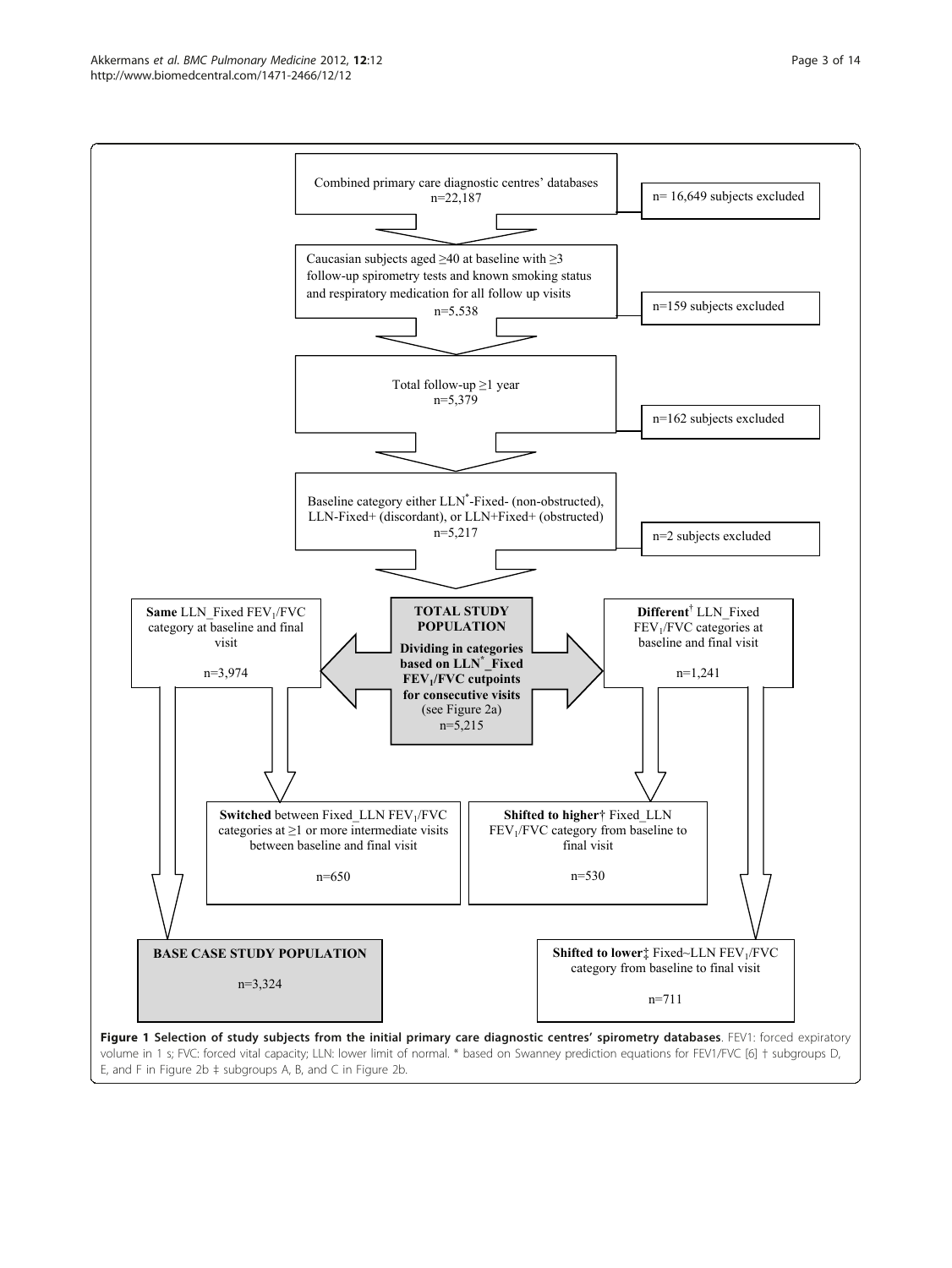Combined primary care diagnostic centres' databases
n=22,187

n= 16,649 subjects excluded

Caucasian subjects aged ≥40 at baseline with ≥3 follow-up spirometry tests and known smoking status and respiratory medication for all follow up visits
n=5,538

n=159 subjects excluded

Total follow-up ≥1 year
n=5,379

n=162 subjects excluded

Baseline category either LLN*-Fixed- (non-obstructed), LLN-Fixed+ (discordant), or LLN+Fixed+ (obstructed)
n=5,217

n=2 subjects excluded

**Same** LLN_Fixed $FEV_1/FVC$ category at baseline and final visit

n=3,974

**TOTAL STUDY POPULATION**

**Dividing in categories based on LLN*_Fixed $FEV_1/FVC$ cutpoints for consecutive visits** (see Figure 2a)
n=5,215

**Different**† LLN_Fixed $FEV_1/FVC$ categories at baseline and final visit

n=1,241

**Switched** between Fixed_LLN $FEV_1/FVC$ categories at ≥1 or more intermediate visits between baseline and final visit

n=650

**Shifted to higher**† Fixed_LLN $FEV_1/FVC$ category from baseline to final visit

n=530

**BASE CASE STUDY POPULATION**

n=3,324

**Shifted to lower**‡ Fixed~LLN $FEV_1/FVC$ category from baseline to final visit

n=711

**Figure 1 Selection of study subjects from the initial primary care diagnostic centres' spirometry databases**. FEV1: forced expiratory volume in 1 s; FVC: forced vital capacity; LLN: lower limit of normal. * based on Swanney prediction equations for FEV1/FVC [6] † subgroups D, E, and F in Figure 2b ‡ subgroups A, B, and C in Figure 2b.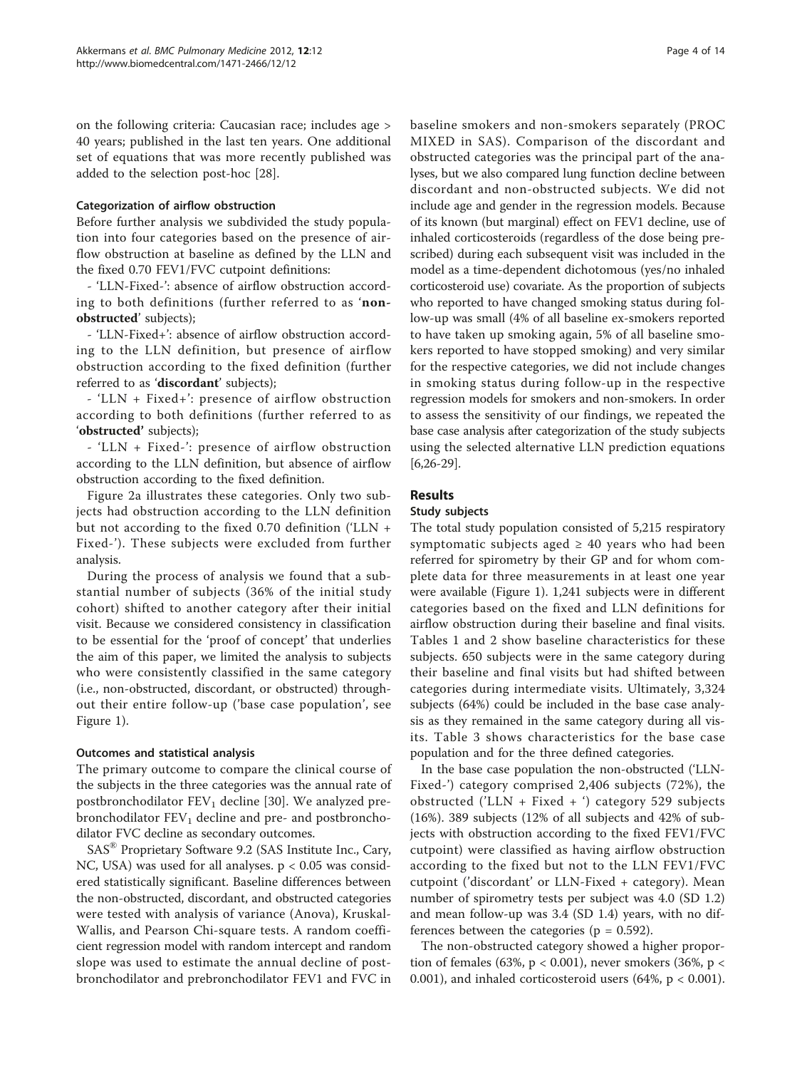on the following criteria: Caucasian race; includes age > 40 years; published in the last ten years. One additional set of equations that was more recently published was added to the selection post-hoc [28].

### Categorization of airflow obstruction

Before further analysis we subdivided the study population into four categories based on the presence of airflow obstruction at baseline as defined by the LLN and the fixed 0.70 FEV1/FVC cutpoint definitions:

- 'LLN-Fixed-': absence of airflow obstruction according to both definitions (further referred to as '**non-obstructed**' subjects);
- 'LLN-Fixed+': absence of airflow obstruction according to the LLN definition, but presence of airflow obstruction according to the fixed definition (further referred to as '**discordant**' subjects);
- 'LLN + Fixed+': presence of airflow obstruction according to both definitions (further referred to as '**obstructed**' subjects);
- 'LLN + Fixed-': presence of airflow obstruction according to the LLN definition, but absence of airflow obstruction according to the fixed definition.

Figure 2a illustrates these categories. Only two subjects had obstruction according to the LLN definition but not according to the fixed 0.70 definition ('LLN + Fixed-'). These subjects were excluded from further analysis.

During the process of analysis we found that a substantial number of subjects (36% of the initial study cohort) shifted to another category after their initial visit. Because we considered consistency in classification to be essential for the 'proof of concept' that underlies the aim of this paper, we limited the analysis to subjects who were consistently classified in the same category (i.e., non-obstructed, discordant, or obstructed) throughout their entire follow-up ('base case population', see Figure 1).

### Outcomes and statistical analysis

The primary outcome to compare the clinical course of the subjects in the three categories was the annual rate of postbronchodilator $FEV_1$ decline [30]. We analyzed prebronchodilator $FEV_1$ decline and pre- and postbronchodilator FVC decline as secondary outcomes.

SAS® Proprietary Software 9.2 (SAS Institute Inc., Cary, NC, USA) was used for all analyses. $p < 0.05$ was considered statistically significant. Baseline differences between the non-obstructed, discordant, and obstructed categories were tested with analysis of variance (Anova), Kruskal-Wallis, and Pearson Chi-square tests. A random coefficient regression model with random intercept and random slope was used to estimate the annual decline of postbronchodilator and prebronchodilator FEV1 and FVC in baseline smokers and non-smokers separately (PROC MIXED in SAS). Comparison of the discordant and obstructed categories was the principal part of the analyses, but we also compared lung function decline between discordant and non-obstructed subjects. We did not include age and gender in the regression models. Because of its known (but marginal) effect on FEV1 decline, use of inhaled corticosteroids (regardless of the dose being prescribed) during each subsequent visit was included in the model as a time-dependent dichotomous (yes/no inhaled corticosteroid use) covariate. As the proportion of subjects who reported to have changed smoking status during follow-up was small (4% of all baseline ex-smokers reported to have taken up smoking again, 5% of all baseline smokers reported to have stopped smoking) and very similar for the respective categories, we did not include changes in smoking status during follow-up in the respective regression models for smokers and non-smokers. In order to assess the sensitivity of our findings, we repeated the base case analysis after categorization of the study subjects using the selected alternative LLN prediction equations [6,26-29].

## Results

### Study subjects

The total study population consisted of 5,215 respiratory symptomatic subjects aged ≥ 40 years who had been referred for spirometry by their GP and for whom complete data for three measurements in at least one year were available (Figure 1). 1,241 subjects were in different categories based on the fixed and LLN definitions for airflow obstruction during their baseline and final visits. Tables 1 and 2 show baseline characteristics for these subjects. 650 subjects were in the same category during their baseline and final visits but had shifted between categories during intermediate visits. Ultimately, 3,324 subjects (64%) could be included in the base case analysis as they remained in the same category during all visits. Table 3 shows characteristics for the base case population and for the three defined categories.

In the base case population the non-obstructed ('LLN-Fixed-') category comprised 2,406 subjects (72%), the obstructed ('LLN + Fixed + ') category 529 subjects (16%). 389 subjects (12% of all subjects and 42% of subjects with obstruction according to the fixed FEV1/FVC cutpoint) were classified as having airflow obstruction according to the fixed but not to the LLN FEV1/FVC cutpoint ('discordant' or LLN-Fixed + category). Mean number of spirometry tests per subject was 4.0 (SD 1.2) and mean follow-up was 3.4 (SD 1.4) years, with no differences between the categories ($p = 0.592$).

The non-obstructed category showed a higher proportion of females (63%, $p < 0.001$), never smokers (36%, $p < 0.001$), and inhaled corticosteroid users (64%, $p < 0.001$).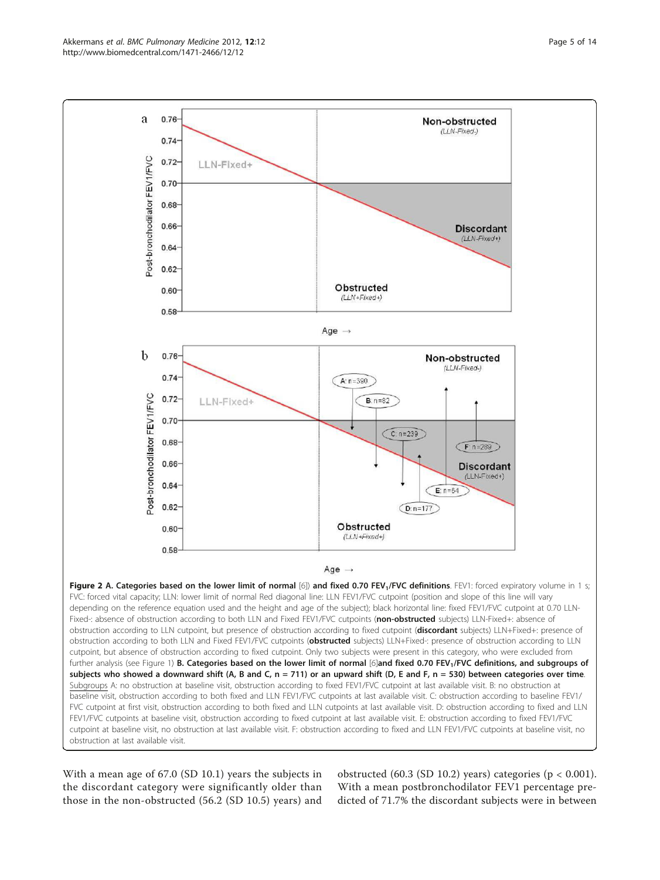**Figure 2 A. Categories based on the lower limit of normal** [6]) **and fixed 0.70 $FEV_1$/FVC definitions**. FEV1: forced expiratory volume in 1 s; FVC: forced vital capacity; LLN: lower limit of normal Red diagonal line: LLN FEV1/FVC cutpoint (position and slope of this line will vary depending on the reference equation used and the height and age of the subject); black horizontal line: fixed FEV1/FVC cutpoint at 0.70 LLN-Fixed-: absence of obstruction according to both LLN and Fixed FEV1/FVC cutpoints (**non-obstructed** subjects) LLN-Fixed+: absence of obstruction according to LLN cutpoint, but presence of obstruction according to fixed cutpoint (**discordant** subjects) LLN+Fixed+: presence of obstruction according to both LLN and Fixed FEV1/FVC cutpoints (**obstructed** subjects) LLN+Fixed-: presence of obstruction according to LLN cutpoint, but absence of obstruction according to fixed cutpoint. Only two subjects were present in this category, who were excluded from further analysis (see Figure 1) **B. Categories based on the lower limit of normal** [6]**and fixed 0.70 $FEV_1$/FVC definitions, and subgroups of subjects who showed a downward shift (A, B and C, n = 711) or an upward shift (D, E and F, n = 530) between categories over time**. Subgroups A: no obstruction at baseline visit, obstruction according to fixed FEV1/FVC cutpoint at last available visit. B: no obstruction at baseline visit, obstruction according to both fixed and LLN FEV1/FVC cutpoints at last available visit. C: obstruction according to baseline FEV1/FVC cutpoint at first visit, obstruction according to both fixed and LLN cutpoints at last available visit. D: obstruction according to fixed and LLN FEV1/FVC cutpoints at baseline visit, obstruction according to fixed cutpoint at last available visit. E: obstruction according to fixed FEV1/FVC cutpoint at baseline visit, no obstruction at last available visit. F: obstruction according to fixed and LLN FEV1/FVC cutpoints at baseline visit, no obstruction at last available visit.

With a mean age of 67.0 (SD 10.1) years the subjects in the discordant category were significantly older than those in the non-obstructed (56.2 (SD 10.5) years) and obstructed (60.3 (SD 10.2) years) categories ($p < 0.001$). With a mean postbronchodilator FEV1 percentage predicted of 71.7% the discordant subjects were in between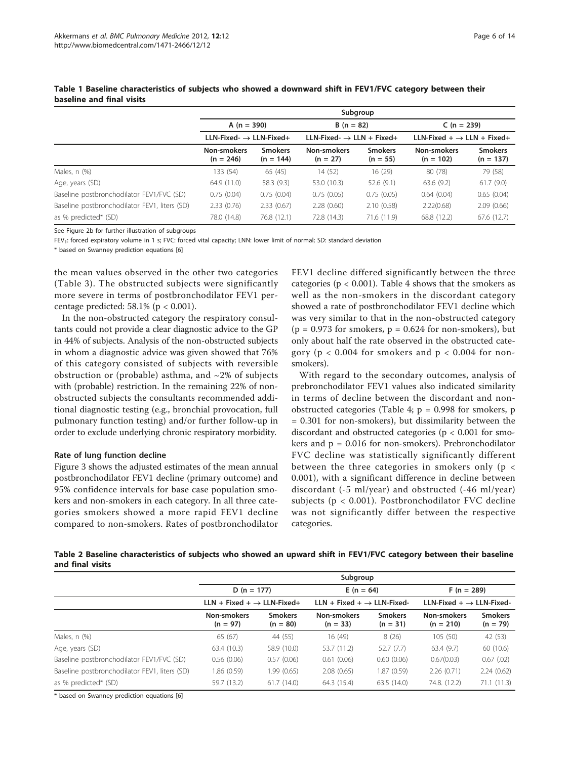**Table 1 Baseline characteristics of subjects who showed a downward shift in FEV1/FVC category between their baseline and final visits**

| | Subgroup | | | | | |
|---|---|---|---|---|---|---|
| | A (n = 390) | | B (n = 82) | | C (n = 239) | |
| | LLN-Fixed- → LLN-Fixed+ | | LLN-Fixed- → LLN + Fixed+ | | LLN-Fixed + → LLN + Fixed+ | |
| | Non-smokers (n = 246) | Smokers (n = 144) | Non-smokers (n = 27) | Smokers (n = 55) | Non-smokers (n = 102) | Smokers (n = 137) |
| Males, n (%) | 133 (54) | 65 (45) | 14 (52) | 16 (29) | 80 (78) | 79 (58) |
| Age, years (SD) | 64.9 (11.0) | 58.3 (9.3) | 53.0 (10.3) | 52.6 (9.1) | 63.6 (9.2) | 61.7 (9.0) |
| Baseline postbronchodilator FEV1/FVC (SD) | 0.75 (0.04) | 0.75 (0.04) | 0.75 (0.05) | 0.75 (0.05) | 0.64 (0.04) | 0.65 (0.04) |
| Baseline postbronchodilator FEV1, liters (SD) | 2.33 (0.76) | 2.33 (0.67) | 2.28 (0.60) | 2.10 (0.58) | 2.22(0.68) | 2.09 (0.66) |
| as % predicted* (SD) | 78.0 (14.8) | 76.8 (12.1) | 72.8 (14.3) | 71.6 (11.9) | 68.8 (12.2) | 67.6 (12.7) |

See Figure 2b for further illustration of subgroups

$FEV_1$: forced expiratory volume in 1 s; FVC: forced vital capacity; LNN: lower limit of normal; SD: standard deviation

\* based on Swanney prediction equations [6]

the mean values observed in the other two categories (Table 3). The obstructed subjects were significantly more severe in terms of postbronchodilator FEV1 percentage predicted: 58.1% ($p < 0.001$).

In the non-obstructed category the respiratory consultants could not provide a clear diagnostic advice to the GP in 44% of subjects. Analysis of the non-obstructed subjects in whom a diagnostic advice was given showed that 76% of this category consisted of subjects with reversible obstruction or (probable) asthma, and ~2% of subjects with (probable) restriction. In the remaining 22% of non-obstructed subjects the consultants recommended additional diagnostic testing (e.g., bronchial provocation, full pulmonary function testing) and/or further follow-up in order to exclude underlying chronic respiratory morbidity.

### Rate of lung function decline

Figure 3 shows the adjusted estimates of the mean annual postbronchodilator FEV1 decline (primary outcome) and 95% confidence intervals for base case population smokers and non-smokers in each category. In all three categories smokers showed a more rapid FEV1 decline compared to non-smokers. Rates of postbronchodilator FEV1 decline differed significantly between the three categories ($p < 0.001$). Table 4 shows that the smokers as well as the non-smokers in the discordant category showed a rate of postbronchodilator FEV1 decline which was very similar to that in the non-obstructed category ($p = 0.973$ for smokers, $p = 0.624$ for non-smokers), but only about half the rate observed in the obstructed category ($p < 0.004$ for smokers and $p < 0.004$ for non-smokers).

With regard to the secondary outcomes, analysis of prebronchodilator FEV1 values also indicated similarity in terms of decline between the discordant and non-obstructed categories (Table 4; $p = 0.998$ for smokers, $p = 0.301$ for non-smokers), but dissimilarity between the discordant and obstructed categories ($p < 0.001$ for smokers and $p = 0.016$ for non-smokers). Prebronchodilator FVC decline was statistically significantly different between the three categories in smokers only ($p < 0.001$), with a significant difference in decline between discordant (-5 ml/year) and obstructed (-46 ml/year) subjects ($p < 0.001$). Postbronchodilator FVC decline was not significantly differ between the respective categories.

**Table 2 Baseline characteristics of subjects who showed an upward shift in FEV1/FVC category between their baseline and final visits**

| | Subgroup | | | | | |
|---|---|---|---|---|---|---|
| | D (n = 177) | | E (n = 64) | | F (n = 289) | |
| | LLN + Fixed + → LLN-Fixed+ | | LLN + Fixed + → LLN-Fixed- | | LLN-Fixed + → LLN-Fixed- | |
| | Non-smokers (n = 97) | Smokers (n = 80) | Non-smokers (n = 33) | Smokers (n = 31) | Non-smokers (n = 210) | Smokers (n = 79) |
| Males, n (%) | 65 (67) | 44 (55) | 16 (49) | 8 (26) | 105 (50) | 42 (53) |
| Age, years (SD) | 63.4 (10.3) | 58.9 (10.0) | 53.7 (11.2) | 52.7 (7.7) | 63.4 (9.7) | 60 (10.6) |
| Baseline postbronchodilator FEV1/FVC (SD) | 0.56 (0.06) | 0.57 (0.06) | 0.61 (0.06) | 0.60 (0.06) | 0.67(0.03) | 0.67 (.02) |
| Baseline postbronchodilator FEV1, liters (SD) | 1.86 (0.59) | 1.99 (0.65) | 2.08 (0.65) | 1.87 (0.59) | 2.26 (0.71) | 2.24 (0.62) |
| as % predicted* (SD) | 59.7 (13.2) | 61.7 (14.0) | 64.3 (15.4) | 63.5 (14.0) | 74.8. (12.2) | 71.1 (11.3) |

\* based on Swanney prediction equations [6]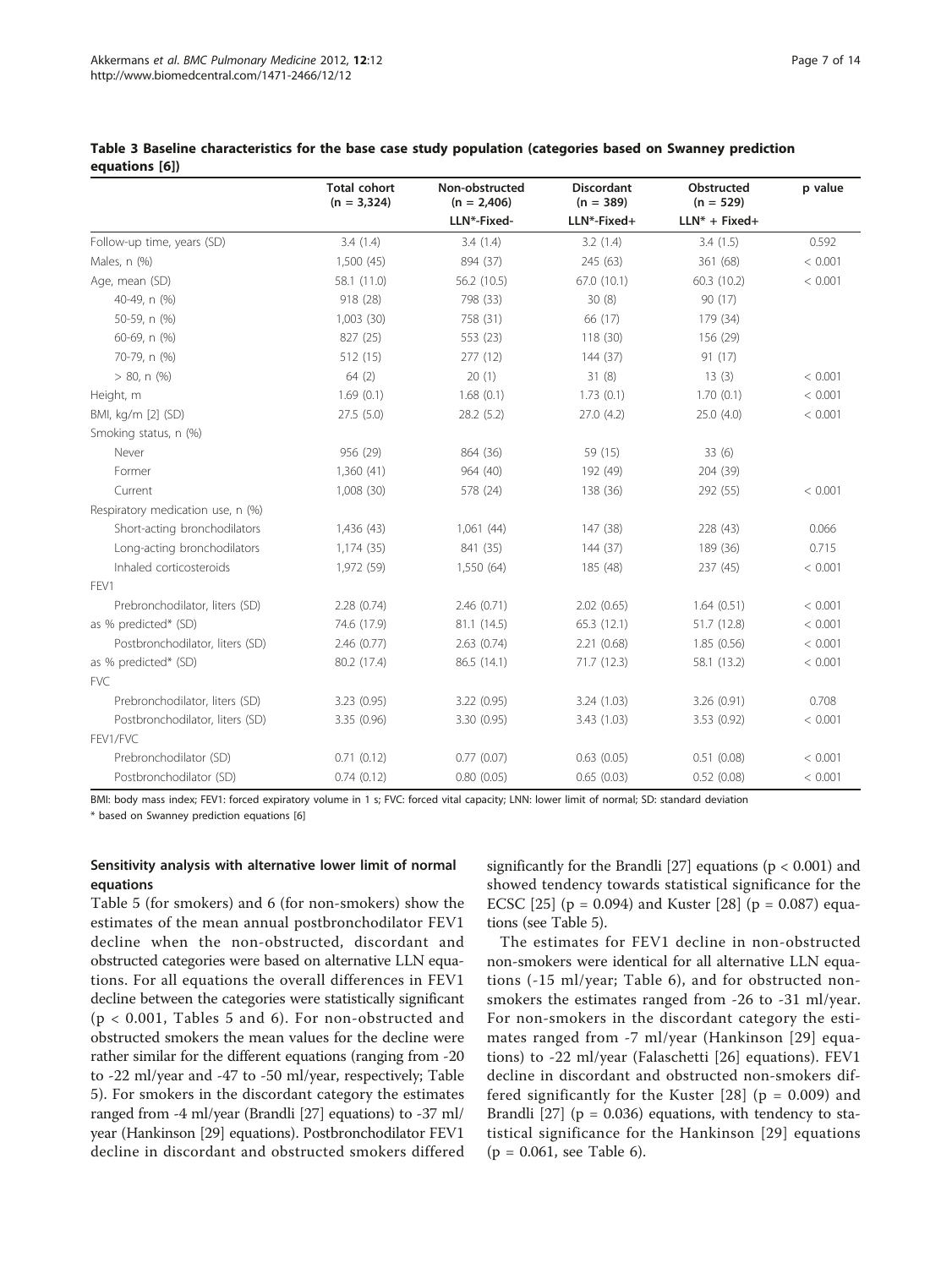**Table 3 Baseline characteristics for the base case study population (categories based on Swanney prediction equations [6])**

| | Total cohort (n = 3,324) | Non-obstructed (n = 2,406) | Discordant (n = 389) | Obstructed (n = 529) | p value |
|---|---|---|---|---|---|
| | | LLN*-Fixed- | LLN*-Fixed+ | LLN* + Fixed+ | |
| Follow-up time, years (SD) | 3.4 (1.4) | 3.4 (1.4) | 3.2 (1.4) | 3.4 (1.5) | 0.592 |
| Males, n (%) | 1,500 (45) | 894 (37) | 245 (63) | 361 (68) | < 0.001 |
| Age, mean (SD) | 58.1 (11.0) | 56.2 (10.5) | 67.0 (10.1) | 60.3 (10.2) | < 0.001 |
| 40-49, n (%) | 918 (28) | 798 (33) | 30 (8) | 90 (17) | |
| 50-59, n (%) | 1,003 (30) | 758 (31) | 66 (17) | 179 (34) | |
| 60-69, n (%) | 827 (25) | 553 (23) | 118 (30) | 156 (29) | |
| 70-79, n (%) | 512 (15) | 277 (12) | 144 (37) | 91 (17) | |
| > 80, n (%) | 64 (2) | 20 (1) | 31 (8) | 13 (3) | < 0.001 |
| Height, m | 1.69 (0.1) | 1.68 (0.1) | 1.73 (0.1) | 1.70 (0.1) | < 0.001 |
| BMI, kg/m [2] (SD) | 27.5 (5.0) | 28.2 (5.2) | 27.0 (4.2) | 25.0 (4.0) | < 0.001 |
| Smoking status, n (%) | | | | | |
| Never | 956 (29) | 864 (36) | 59 (15) | 33 (6) | |
| Former | 1,360 (41) | 964 (40) | 192 (49) | 204 (39) | |
| Current | 1,008 (30) | 578 (24) | 138 (36) | 292 (55) | < 0.001 |
| Respiratory medication use, n (%) | | | | | |
| Short-acting bronchodilators | 1,436 (43) | 1,061 (44) | 147 (38) | 228 (43) | 0.066 |
| Long-acting bronchodilators | 1,174 (35) | 841 (35) | 144 (37) | 189 (36) | 0.715 |
| Inhaled corticosteroids | 1,972 (59) | 1,550 (64) | 185 (48) | 237 (45) | < 0.001 |
| FEV1 | | | | | |
| Prebronchodilator, liters (SD) | 2.28 (0.74) | 2.46 (0.71) | 2.02 (0.65) | 1.64 (0.51) | < 0.001 |
| as % predicted* (SD) | 74.6 (17.9) | 81.1 (14.5) | 65.3 (12.1) | 51.7 (12.8) | < 0.001 |
| Postbronchodilator, liters (SD) | 2.46 (0.77) | 2.63 (0.74) | 2.21 (0.68) | 1.85 (0.56) | < 0.001 |
| as % predicted* (SD) | 80.2 (17.4) | 86.5 (14.1) | 71.7 (12.3) | 58.1 (13.2) | < 0.001 |
| FVC | | | | | |
| Prebronchodilator, liters (SD) | 3.23 (0.95) | 3.22 (0.95) | 3.24 (1.03) | 3.26 (0.91) | 0.708 |
| Postbronchodilator, liters (SD) | 3.35 (0.96) | 3.30 (0.95) | 3.43 (1.03) | 3.53 (0.92) | < 0.001 |
| FEV1/FVC | | | | | |
| Prebronchodilator (SD) | 0.71 (0.12) | 0.77 (0.07) | 0.63 (0.05) | 0.51 (0.08) | < 0.001 |
| Postbronchodilator (SD) | 0.74 (0.12) | 0.80 (0.05) | 0.65 (0.03) | 0.52 (0.08) | < 0.001 |

BMI: body mass index; FEV1: forced expiratory volume in 1 s; FVC: forced vital capacity; LNN: lower limit of normal; SD: standard deviation

* based on Swanney prediction equations [6]

### Sensitivity analysis with alternative lower limit of normal equations

Table 5 (for smokers) and 6 (for non-smokers) show the estimates of the mean annual postbronchodilator FEV1 decline when the non-obstructed, discordant and obstructed categories were based on alternative LLN equations. For all equations the overall differences in FEV1 decline between the categories were statistically significant ($p < 0.001$, Tables 5 and 6). For non-obstructed and obstructed smokers the mean values for the decline were rather similar for the different equations (ranging from -20 to -22 ml/year and -47 to -50 ml/year, respectively; Table 5). For smokers in the discordant category the estimates ranged from -4 ml/year (Brandli [27] equations) to -37 ml/year (Hankinson [29] equations). Postbronchodilator FEV1 decline in discordant and obstructed smokers differed significantly for the Brandli [27] equations ($p < 0.001$) and showed tendency towards statistical significance for the ECSC [25] ($p = 0.094$) and Kuster [28] ($p = 0.087$) equations (see Table 5).

The estimates for FEV1 decline in non-obstructed non-smokers were identical for all alternative LLN equations (-15 ml/year; Table 6), and for obstructed non-smokers the estimates ranged from -26 to -31 ml/year. For non-smokers in the discordant category the estimates ranged from -7 ml/year (Hankinson [29] equations) to -22 ml/year (Falaschetti [26] equations). FEV1 decline in discordant and obstructed non-smokers differed significantly for the Kuster [28] ($p = 0.009$) and Brandli [27] ($p = 0.036$) equations, with tendency to statistical significance for the Hankinson [29] equations ($p = 0.061$, see Table 6).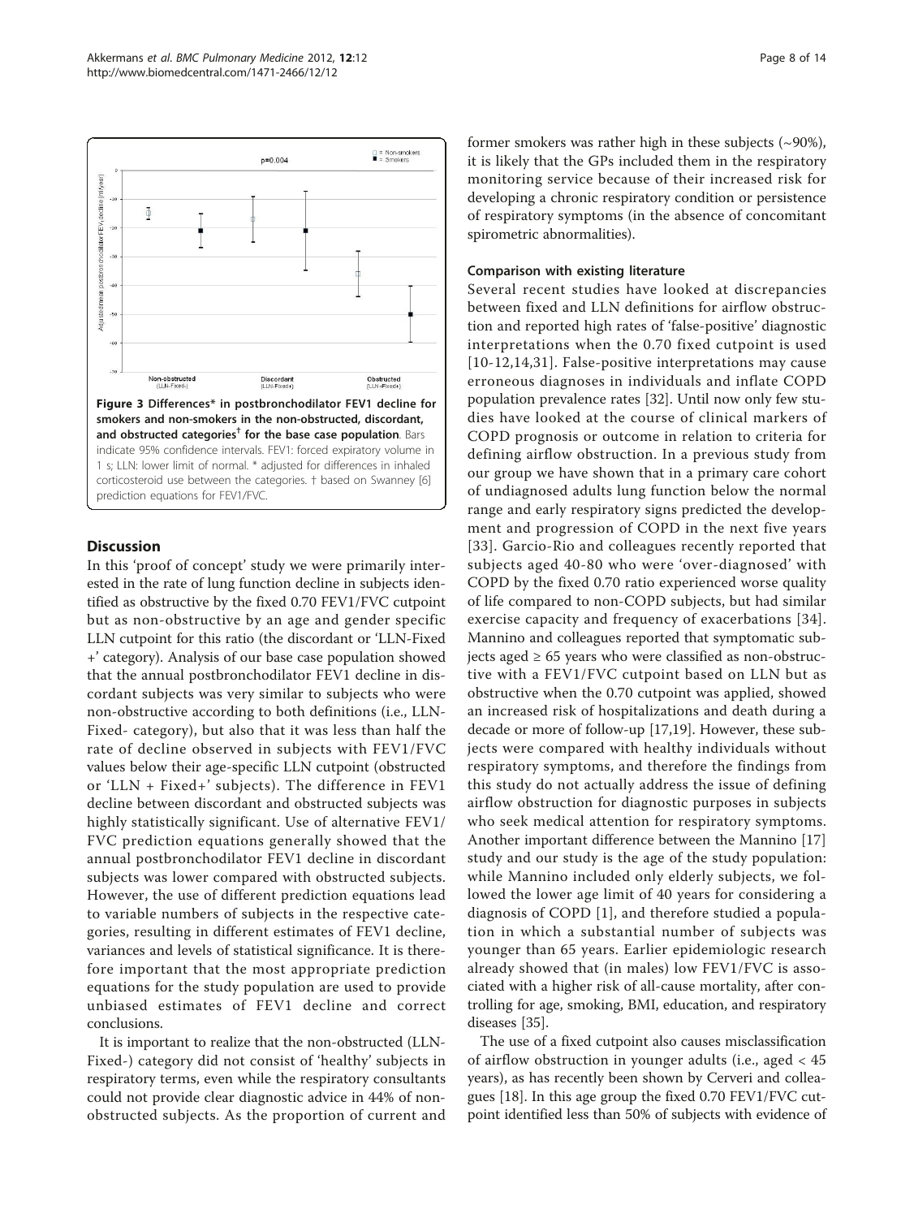**Figure 3 Differences* in postbronchodilator FEV1 decline for smokers and non-smokers in the non-obstructed, discordant, and obstructed categories† for the base case population**. Bars indicate 95% confidence intervals. FEV1: forced expiratory volume in 1 s; LLN: lower limit of normal. * adjusted for differences in inhaled corticosteroid use between the categories. † based on Swanney [6] prediction equations for FEV1/FVC.

## Discussion

In this 'proof of concept' study we were primarily interested in the rate of lung function decline in subjects identified as obstructive by the fixed 0.70 FEV1/FVC cutpoint but as non-obstructive by an age and gender specific LLN cutpoint for this ratio (the discordant or 'LLN-Fixed+' category). Analysis of our base case population showed that the annual postbronchodilator FEV1 decline in discordant subjects was very similar to subjects who were non-obstructive according to both definitions (i.e., LLN-Fixed- category), but also that it was less than half the rate of decline observed in subjects with FEV1/FVC values below their age-specific LLN cutpoint (obstructed or 'LLN + Fixed+' subjects). The difference in FEV1 decline between discordant and obstructed subjects was highly statistically significant. Use of alternative FEV1/FVC prediction equations generally showed that the annual postbronchodilator FEV1 decline in discordant subjects was lower compared with obstructed subjects. However, the use of different prediction equations lead to variable numbers of subjects in the respective categories, resulting in different estimates of FEV1 decline, variances and levels of statistical significance. It is therefore important that the most appropriate prediction equations for the study population are used to provide unbiased estimates of FEV1 decline and correct conclusions.

It is important to realize that the non-obstructed (LLN-Fixed-) category did not consist of 'healthy' subjects in respiratory terms, even while the respiratory consultants could not provide clear diagnostic advice in 44% of non-obstructed subjects. As the proportion of current and former smokers was rather high in these subjects (~90%), it is likely that the GPs included them in the respiratory monitoring service because of their increased risk for developing a chronic respiratory condition or persistence of respiratory symptoms (in the absence of concomitant spirometric abnormalities).

### Comparison with existing literature

Several recent studies have looked at discrepancies between fixed and LLN definitions for airflow obstruction and reported high rates of 'false-positive' diagnostic interpretations when the 0.70 fixed cutpoint is used [10-12,14,31]. False-positive interpretations may cause erroneous diagnoses in individuals and inflate COPD population prevalence rates [32]. Until now only few studies have looked at the course of clinical markers of COPD prognosis or outcome in relation to criteria for defining airflow obstruction. In a previous study from our group we have shown that in a primary care cohort of undiagnosed adults lung function below the normal range and early respiratory signs predicted the development and progression of COPD in the next five years [33]. Garcio-Rio and colleagues recently reported that subjects aged 40-80 who were 'over-diagnosed' with COPD by the fixed 0.70 ratio experienced worse quality of life compared to non-COPD subjects, but had similar exercise capacity and frequency of exacerbations [34]. Mannino and colleagues reported that symptomatic subjects aged ≥ 65 years who were classified as non-obstructive with a FEV1/FVC cutpoint based on LLN but as obstructive when the 0.70 cutpoint was applied, showed an increased risk of hospitalizations and death during a decade or more of follow-up [17,19]. However, these subjects were compared with healthy individuals without respiratory symptoms, and therefore the findings from this study do not actually address the issue of defining airflow obstruction for diagnostic purposes in subjects who seek medical attention for respiratory symptoms. Another important difference between the Mannino [17] study and our study is the age of the study population: while Mannino included only elderly subjects, we followed the lower age limit of 40 years for considering a diagnosis of COPD [1], and therefore studied a population in which a substantial number of subjects was younger than 65 years. Earlier epidemiologic research already showed that (in males) low FEV1/FVC is associated with a higher risk of all-cause mortality, after controlling for age, smoking, BMI, education, and respiratory diseases [35].

The use of a fixed cutpoint also causes misclassification of airflow obstruction in younger adults (i.e., aged < 45 years), as has recently been shown by Cerveri and colleagues [18]. In this age group the fixed 0.70 FEV1/FVC cutpoint identified less than 50% of subjects with evidence of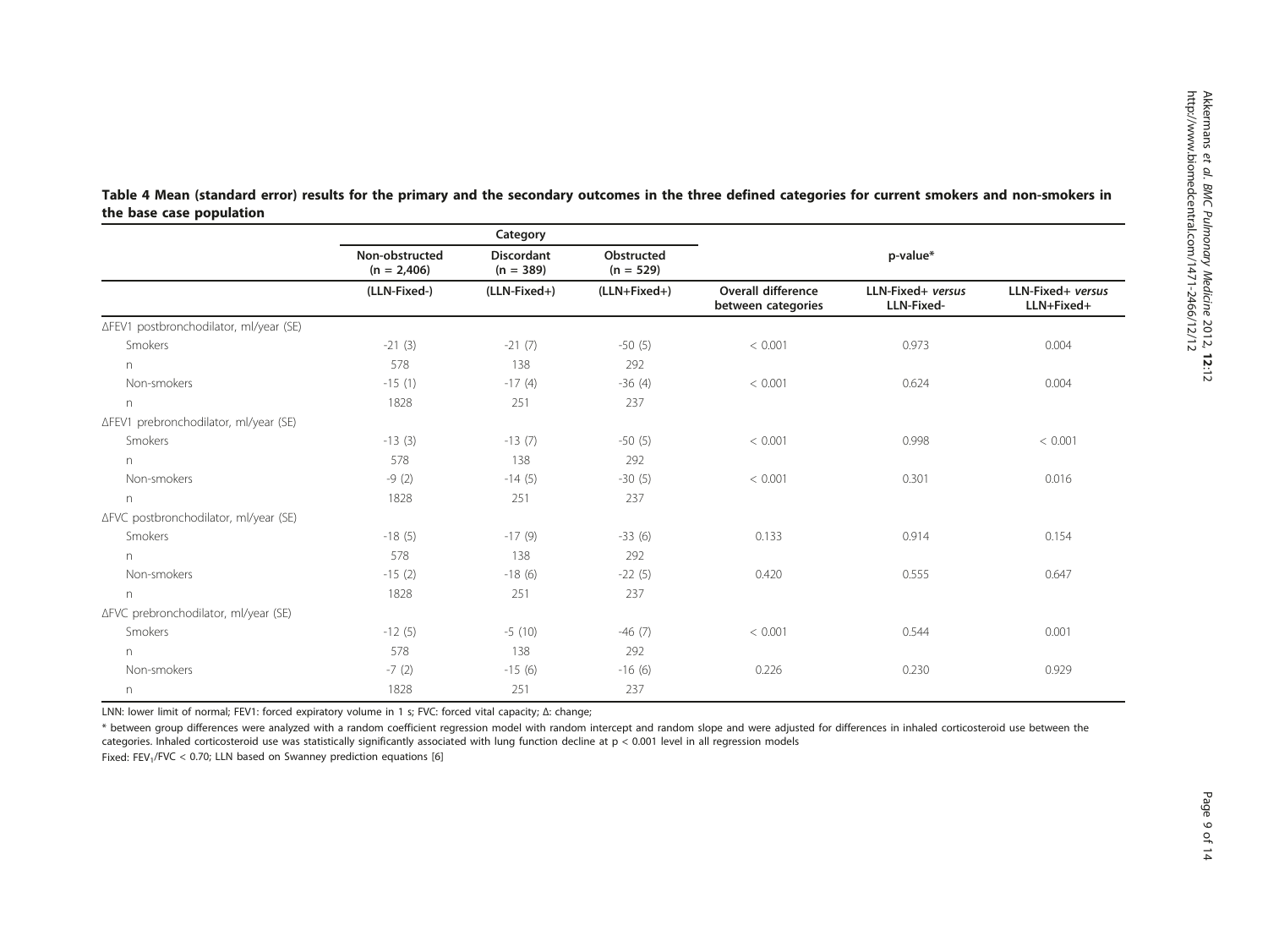**Table 4 Mean (standard error) results for the primary and the secondary outcomes in the three defined categories for current smokers and non-smokers in the base case population**

| | Category | | | p-value* | | |
|---|---|---|---|---|---|---|
| | Non-obstructed (n = 2,406) | Discordant (n = 389) | Obstructed (n = 529) | | | |
| | (LLN-Fixed-) | (LLN-Fixed+) | (LLN+Fixed+) | Overall difference between categories | LLN-Fixed+ *versus* LLN-Fixed- | LLN-Fixed+ *versus* LLN+Fixed+ |
| ΔFEV1 postbronchodilator, ml/year (SE) | | | | | | |
| Smokers | -21 (3) | -21 (7) | -50 (5) | < 0.001 | 0.973 | 0.004 |
| n | 578 | 138 | 292 | | | |
| Non-smokers | -15 (1) | -17 (4) | -36 (4) | < 0.001 | 0.624 | 0.004 |
| n | 1828 | 251 | 237 | | | |
| ΔFEV1 prebronchodilator, ml/year (SE) | | | | | | |
| Smokers | -13 (3) | -13 (7) | -50 (5) | < 0.001 | 0.998 | < 0.001 |
| n | 578 | 138 | 292 | | | |
| Non-smokers | -9 (2) | -14 (5) | -30 (5) | < 0.001 | 0.301 | 0.016 |
| n | 1828 | 251 | 237 | | | |
| ΔFVC postbronchodilator, ml/year (SE) | | | | | | |
| Smokers | -18 (5) | -17 (9) | -33 (6) | 0.133 | 0.914 | 0.154 |
| n | 578 | 138 | 292 | | | |
| Non-smokers | -15 (2) | -18 (6) | -22 (5) | 0.420 | 0.555 | 0.647 |
| n | 1828 | 251 | 237 | | | |
| ΔFVC prebronchodilator, ml/year (SE) | | | | | | |
| Smokers | -12 (5) | -5 (10) | -46 (7) | < 0.001 | 0.544 | 0.001 |
| n | 578 | 138 | 292 | | | |
| Non-smokers | -7 (2) | -15 (6) | -16 (6) | 0.226 | 0.230 | 0.929 |
| n | 1828 | 251 | 237 | | | |

LNN: lower limit of normal; FEV1: forced expiratory volume in 1 s; FVC: forced vital capacity; Δ: change;

\* between group differences were analyzed with a random coefficient regression model with random intercept and random slope and were adjusted for differences in inhaled corticosteroid use between the categories. Inhaled corticosteroid use was statistically significantly associated with lung function decline at $p < 0.001$ level in all regression models

Fixed: $FEV_1/FVC < 0.70$; LLN based on Swanney prediction equations [6]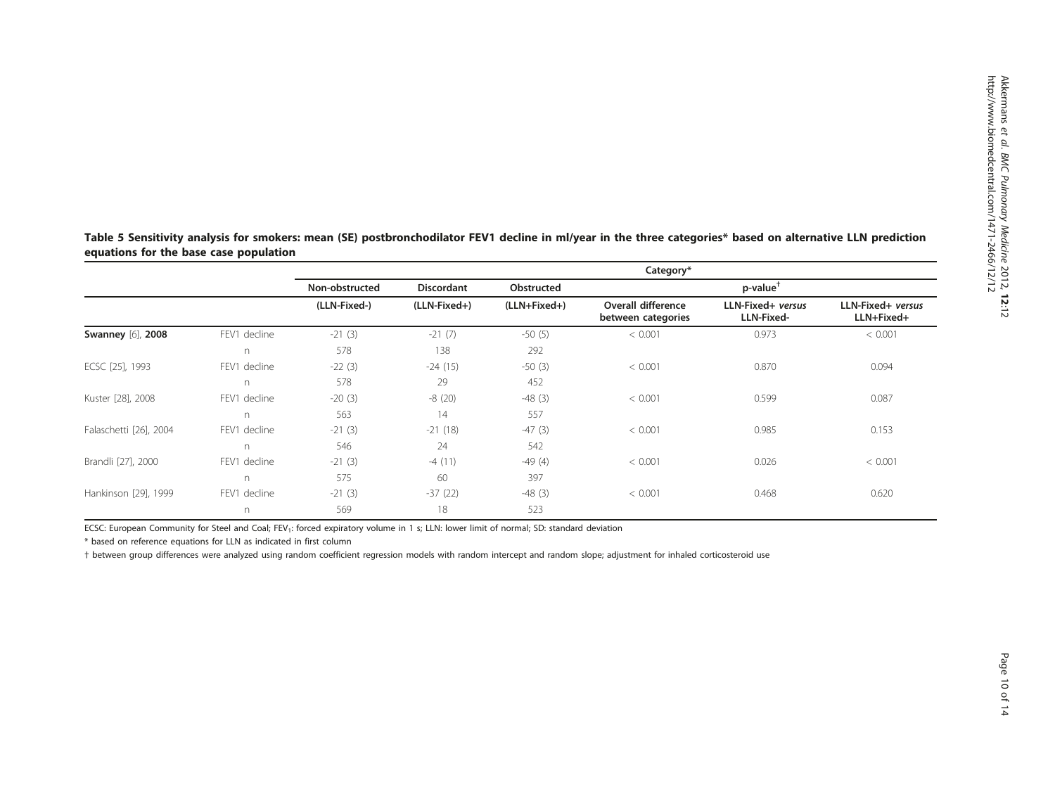**Table 5 Sensitivity analysis for smokers: mean (SE) postbronchodilator FEV1 decline in ml/year in the three categories* based on alternative LLN prediction equations for the base case population**

| | | Category* | | | | | |
|---|---|---|---|---|---|---|---|
| | | Non-obstructed | Discordant | Obstructed | p-value[†] | | |
| | | (LLN-Fixed-) | (LLN-Fixed+) | (LLN+Fixed+) | Overall difference between categories | LLN-Fixed+ *versus* LLN-Fixed- | LLN-Fixed+ *versus* LLN+Fixed+ |
| **Swanney** [6], **2008** | FEV1 decline | -21 (3) | -21 (7) | -50 (5) | < 0.001 | 0.973 | < 0.001 |
| | n | 578 | 138 | 292 | | | |
| ECSC [25], 1993 | FEV1 decline | -22 (3) | -24 (15) | -50 (3) | < 0.001 | 0.870 | 0.094 |
| | n | 578 | 29 | 452 | | | |
| Kuster [28], 2008 | FEV1 decline | -20 (3) | -8 (20) | -48 (3) | < 0.001 | 0.599 | 0.087 |
| | n | 563 | 14 | 557 | | | |
| Falaschetti [26], 2004 | FEV1 decline | -21 (3) | -21 (18) | -47 (3) | < 0.001 | 0.985 | 0.153 |
| | n | 546 | 24 | 542 | | | |
| Brandli [27], 2000 | FEV1 decline | -21 (3) | -4 (11) | -49 (4) | < 0.001 | 0.026 | < 0.001 |
| | n | 575 | 60 | 397 | | | |
| Hankinson [29], 1999 | FEV1 decline | -21 (3) | -37 (22) | -48 (3) | < 0.001 | 0.468 | 0.620 |
| | n | 569 | 18 | 523 | | | |

ECSC: European Community for Steel and Coal; $FEV_1$: forced expiratory volume in 1 s; LLN: lower limit of normal; SD: standard deviation

* based on reference equations for LLN as indicated in first column

† between group differences were analyzed using random coefficient regression models with random intercept and random slope; adjustment for inhaled corticosteroid use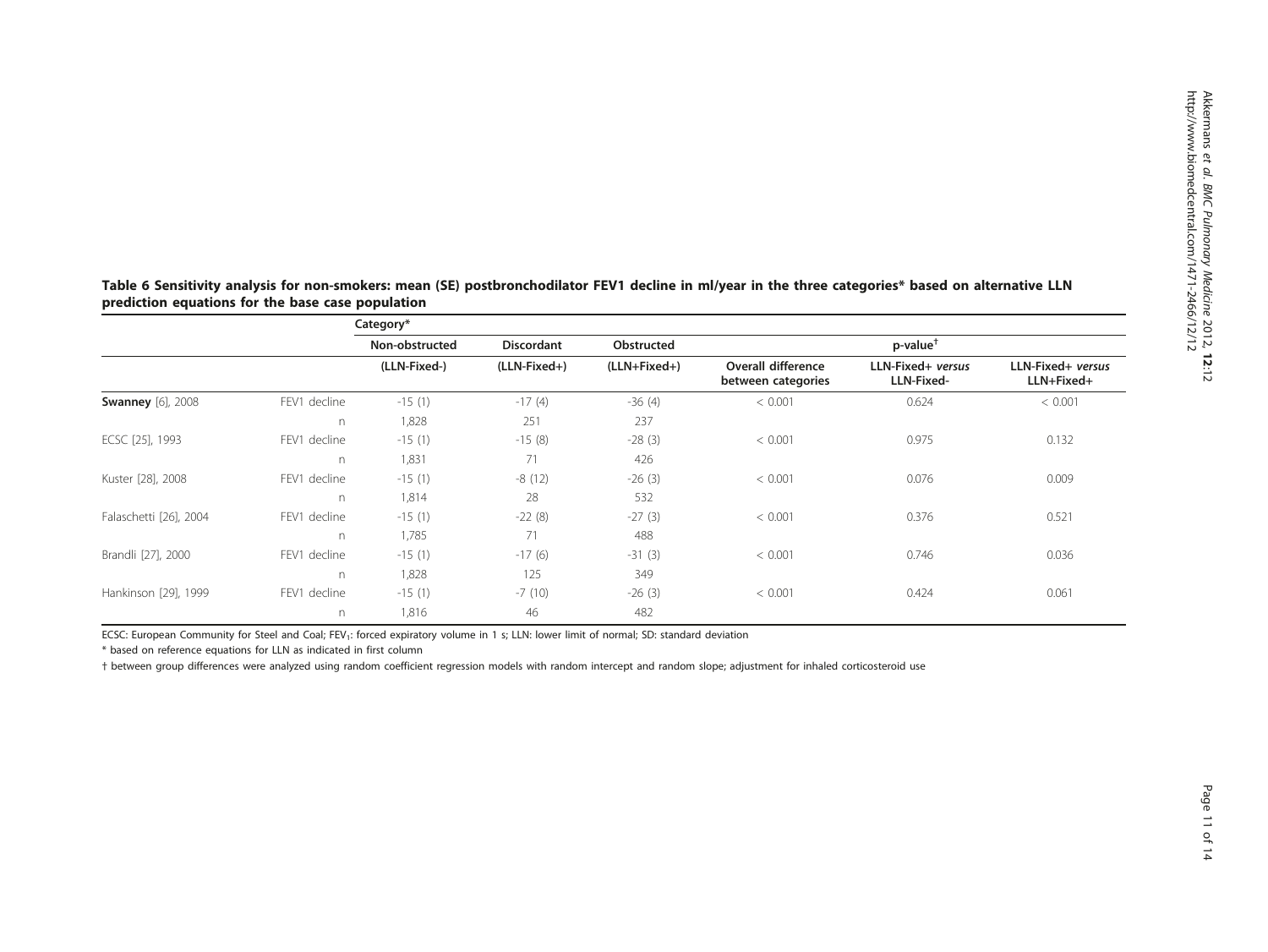**Table 6 Sensitivity analysis for non-smokers: mean (SE) postbronchodilator FEV1 decline in ml/year in the three categories* based on alternative LLN prediction equations for the base case population**

| | | Category* | | | | | |
|---|---|---|---|---|---|---|---|
| | | Non-obstructed | Discordant | Obstructed | p-value† | | |
| | | (LLN-Fixed-) | (LLN+Fixed+) | (LLN+Fixed+) | Overall difference between categories | LLN-Fixed+ *versus* LLN-Fixed- | LLN-Fixed+ *versus* LLN+Fixed+ |
| **Swanney** [6], 2008 | FEV1 decline | -15 (1) | -17 (4) | -36 (4) | < 0.001 | 0.624 | < 0.001 |
| | n | 1,828 | 251 | 237 | | | |
| ECSC [25], 1993 | FEV1 decline | -15 (1) | -15 (8) | -28 (3) | < 0.001 | 0.975 | 0.132 |
| | n | 1,831 | 71 | 426 | | | |
| Kuster [28], 2008 | FEV1 decline | -15 (1) | -8 (12) | -26 (3) | < 0.001 | 0.076 | 0.009 |
| | n | 1,814 | 28 | 532 | | | |
| Falaschetti [26], 2004 | FEV1 decline | -15 (1) | -22 (8) | -27 (3) | < 0.001 | 0.376 | 0.521 |
| | n | 1,785 | 71 | 488 | | | |
| Brandli [27], 2000 | FEV1 decline | -15 (1) | -17 (6) | -31 (3) | < 0.001 | 0.746 | 0.036 |
| | n | 1,828 | 125 | 349 | | | |
| Hankinson [29], 1999 | FEV1 decline | -15 (1) | -7 (10) | -26 (3) | < 0.001 | 0.424 | 0.061 |
| | n | 1,816 | 46 | 482 | | | |

ECSC: European Community for Steel and Coal; $FEV_1$: forced expiratory volume in 1 s; LLN: lower limit of normal; SD: standard deviation

\* based on reference equations for LLN as indicated in first column

† between group differences were analyzed using random coefficient regression models with random intercept and random slope; adjustment for inhaled corticosteroid use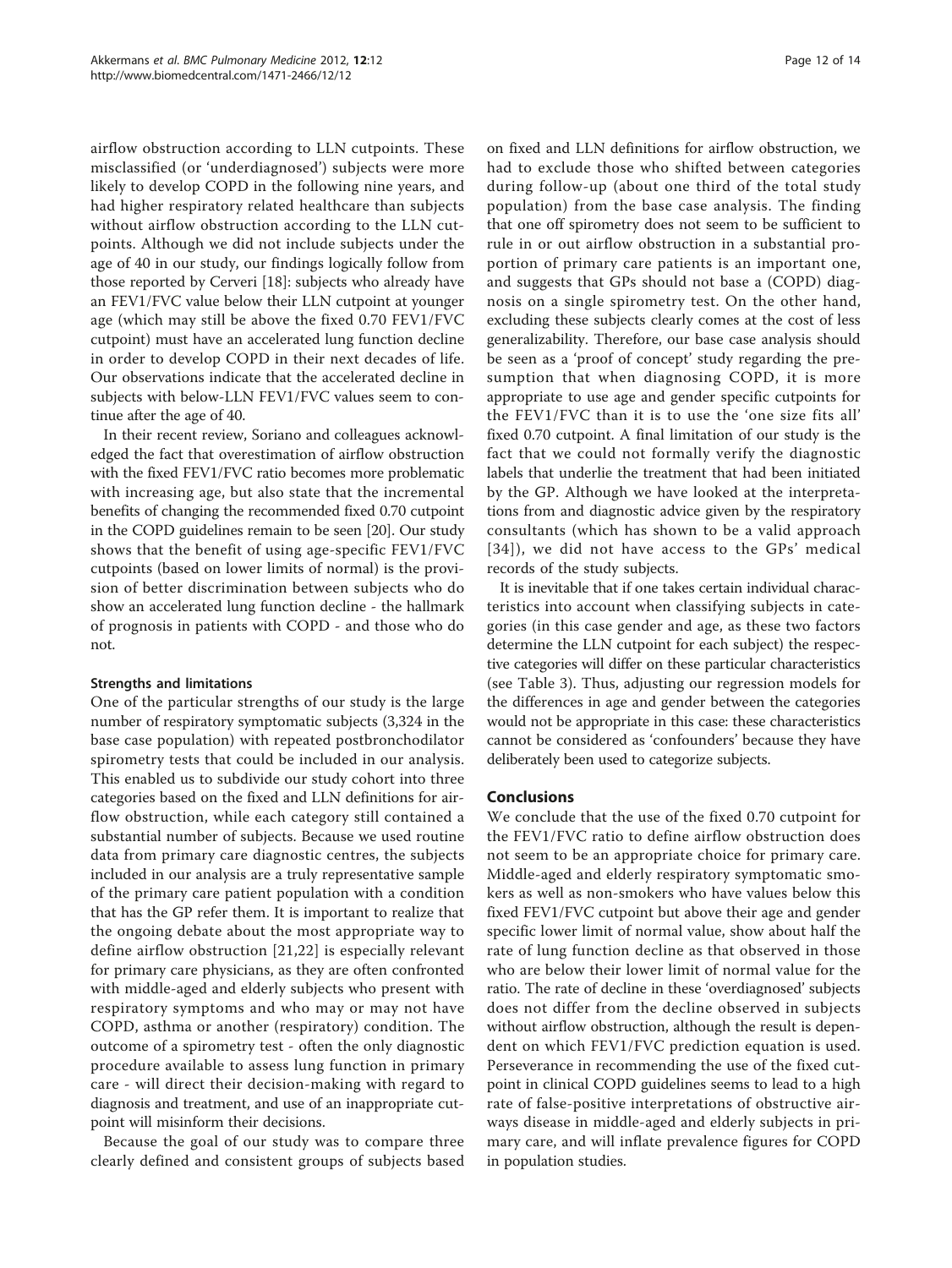airflow obstruction according to LLN cutpoints. These misclassified (or 'underdiagnosed') subjects were more likely to develop COPD in the following nine years, and had higher respiratory related healthcare than subjects without airflow obstruction according to the LLN cutpoints. Although we did not include subjects under the age of 40 in our study, our findings logically follow from those reported by Cerveri [18]: subjects who already have an FEV1/FVC value below their LLN cutpoint at younger age (which may still be above the fixed 0.70 FEV1/FVC cutpoint) must have an accelerated lung function decline in order to develop COPD in their next decades of life. Our observations indicate that the accelerated decline in subjects with below-LLN FEV1/FVC values seem to continue after the age of 40.

In their recent review, Soriano and colleagues acknowledged the fact that overestimation of airflow obstruction with the fixed FEV1/FVC ratio becomes more problematic with increasing age, but also state that the incremental benefits of changing the recommended fixed 0.70 cutpoint in the COPD guidelines remain to be seen [20]. Our study shows that the benefit of using age-specific FEV1/FVC cutpoints (based on lower limits of normal) is the provision of better discrimination between subjects who do show an accelerated lung function decline - the hallmark of prognosis in patients with COPD - and those who do not.

### Strengths and limitations

One of the particular strengths of our study is the large number of respiratory symptomatic subjects (3,324 in the base case population) with repeated postbronchodilator spirometry tests that could be included in our analysis. This enabled us to subdivide our study cohort into three categories based on the fixed and LLN definitions for airflow obstruction, while each category still contained a substantial number of subjects. Because we used routine data from primary care diagnostic centres, the subjects included in our analysis are a truly representative sample of the primary care patient population with a condition that has the GP refer them. It is important to realize that the ongoing debate about the most appropriate way to define airflow obstruction [21,22] is especially relevant for primary care physicians, as they are often confronted with middle-aged and elderly subjects who present with respiratory symptoms and who may or may not have COPD, asthma or another (respiratory) condition. The outcome of a spirometry test - often the only diagnostic procedure available to assess lung function in primary care - will direct their decision-making with regard to diagnosis and treatment, and use of an inappropriate cutpoint will misinform their decisions.

Because the goal of our study was to compare three clearly defined and consistent groups of subjects based on fixed and LLN definitions for airflow obstruction, we had to exclude those who shifted between categories during follow-up (about one third of the total study population) from the base case analysis. The finding that one off spirometry does not seem to be sufficient to rule in or out airflow obstruction in a substantial proportion of primary care patients is an important one, and suggests that GPs should not base a (COPD) diagnosis on a single spirometry test. On the other hand, excluding these subjects clearly comes at the cost of less generalizability. Therefore, our base case analysis should be seen as a 'proof of concept' study regarding the presumption that when diagnosing COPD, it is more appropriate to use age and gender specific cutpoints for the FEV1/FVC than it is to use the 'one size fits all' fixed 0.70 cutpoint. A final limitation of our study is the fact that we could not formally verify the diagnostic labels that underlie the treatment that had been initiated by the GP. Although we have looked at the interpretations from and diagnostic advice given by the respiratory consultants (which has shown to be a valid approach [34]), we did not have access to the GPs' medical records of the study subjects.

It is inevitable that if one takes certain individual characteristics into account when classifying subjects in categories (in this case gender and age, as these two factors determine the LLN cutpoint for each subject) the respective categories will differ on these particular characteristics (see Table 3). Thus, adjusting our regression models for the differences in age and gender between the categories would not be appropriate in this case: these characteristics cannot be considered as 'confounders' because they have deliberately been used to categorize subjects.

## Conclusions

We conclude that the use of the fixed 0.70 cutpoint for the FEV1/FVC ratio to define airflow obstruction does not seem to be an appropriate choice for primary care. Middle-aged and elderly respiratory symptomatic smokers as well as non-smokers who have values below this fixed FEV1/FVC cutpoint but above their age and gender specific lower limit of normal value, show about half the rate of lung function decline as that observed in those who are below their lower limit of normal value for the ratio. The rate of decline in these 'overdiagnosed' subjects does not differ from the decline observed in subjects without airflow obstruction, although the result is dependent on which FEV1/FVC prediction equation is used. Perseverance in recommending the use of the fixed cutpoint in clinical COPD guidelines seems to lead to a high rate of false-positive interpretations of obstructive airways disease in middle-aged and elderly subjects in primary care, and will inflate prevalence figures for COPD in population studies.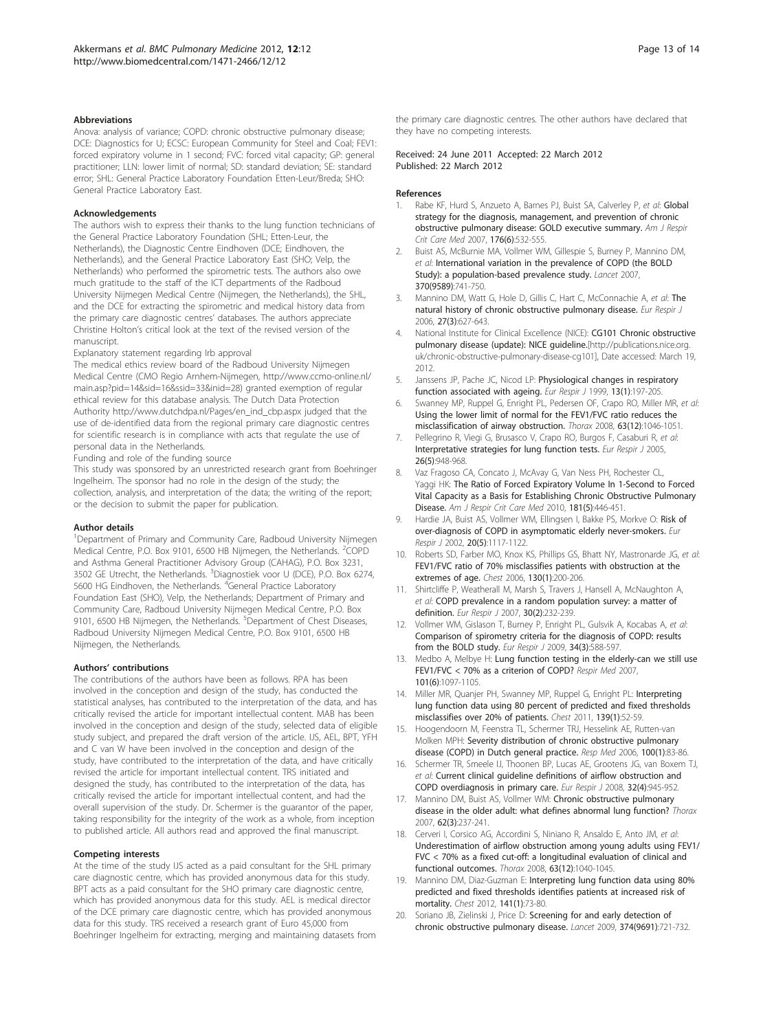## Abbreviations

Anova: analysis of variance; COPD: chronic obstructive pulmonary disease; DCE: Diagnostics for U; ECSC: European Community for Steel and Coal; FEV1: forced expiratory volume in 1 second; FVC: forced vital capacity; GP: general practitioner; LLN: lower limit of normal; SD: standard deviation; SE: standard error; SHL: General Practice Laboratory Foundation Etten-Leur/Breda; SHO: General Practice Laboratory East.

## Acknowledgements

The authors wish to express their thanks to the lung function technicians of the General Practice Laboratory Foundation (SHL; Etten-Leur, the Netherlands), the Diagnostic Centre Eindhoven (DCE; Eindhoven, the Netherlands), and the General Practice Laboratory East (SHO; Velp, the Netherlands) who performed the spirometric tests. The authors also owe much gratitude to the staff of the ICT departments of the Radboud University Nijmegen Medical Centre (Nijmegen, the Netherlands), the SHL, and the DCE for extracting the spirometric and medical history data from the primary care diagnostic centres' databases. The authors appreciate Christine Holton's critical look at the text of the revised version of the manuscript.

Explanatory statement regarding Irb approval

The medical ethics review board of the Radboud University Nijmegen Medical Centre (CMO Regio Arnhem-Nijmegen, http://www.ccmo-online.nl/main.asp?pid=14&sid=16&ssid=33&inid=28) granted exemption of regular ethical review for this database analysis. The Dutch Data Protection Authority http://www.dutchdpa.nl/Pages/en_ind_cbp.aspx judged that the use of de-identified data from the regional primary care diagnostic centres for scientific research is in compliance with acts that regulate the use of personal data in the Netherlands.

Funding and role of the funding source

This study was sponsored by an unrestricted research grant from Boehringer Ingelheim. The sponsor had no role in the design of the study; the collection, analysis, and interpretation of the data; the writing of the report; or the decision to submit the paper for publication.

## Author details

[1]Department of Primary and Community Care, Radboud University Nijmegen Medical Centre, P.O. Box 9101, 6500 HB Nijmegen, the Netherlands. [2]COPD and Asthma General Practitioner Advisory Group (CAHAG), P.O. Box 3231, 3502 GE Utrecht, the Netherlands. [3]Diagnostiek voor U (DCE), P.O. Box 6274, 5600 HG Eindhoven, the Netherlands. [4]General Practice Laboratory Foundation East (SHO), Velp, the Netherlands; Department of Primary and Community Care, Radboud University Nijmegen Medical Centre, P.O. Box 9101, 6500 HB Nijmegen, the Netherlands. [5]Department of Chest Diseases, Radboud University Nijmegen Medical Centre, P.O. Box 9101, 6500 HB Nijmegen, the Netherlands.

## Authors' contributions

The contributions of the authors have been as follows. RPA has been involved in the conception and design of the study, has conducted the statistical analyses, has contributed to the interpretation of the data, and has critically revised the article for important intellectual content. MAB has been involved in the conception and design of the study, selected data of eligible study subject, and prepared the draft version of the article. IJS, AEL, BPT, YFH and C van W have been involved in the conception and design of the study, have contributed to the interpretation of the data, and have critically revised the article for important intellectual content. TRS initiated and designed the study, has contributed to the interpretation of the data, has critically revised the article for important intellectual content, and had the overall supervision of the study. Dr. Schermer is the guarantor of the paper, taking responsibility for the integrity of the work as a whole, from inception to published article. All authors read and approved the final manuscript.

## Competing interests

At the time of the study IJS acted as a paid consultant for the SHL primary care diagnostic centre, which has provided anonymous data for this study. BPT acts as a paid consultant for the SHO primary care diagnostic centre, which has provided anonymous data for this study. AEL is medical director of the DCE primary care diagnostic centre, which has provided anonymous data for this study. TRS received a research grant of Euro 45,000 from Boehringer Ingelheim for extracting, merging and maintaining datasets from the primary care diagnostic centres. The other authors have declared that they have no competing interests.

Received: 24 June 2011 Accepted: 22 March 2012
Published: 22 March 2012

## References

1. Rabe KF, Hurd S, Anzueto A, Barnes PJ, Buist SA, Calverley P, *et al*: **Global strategy for the diagnosis, management, and prevention of chronic obstructive pulmonary disease: GOLD executive summary.** *Am J Respir Crit Care Med* 2007, **176(6)**:532-555.
2. Buist AS, McBurnie MA, Vollmer WM, Gillespie S, Burney P, Mannino DM, *et al*: **International variation in the prevalence of COPD (the BOLD Study): a population-based prevalence study.** *Lancet* 2007, **370(9589)**:741-750.
3. Mannino DM, Watt G, Hole D, Gillis C, Hart C, McConnachie A, *et al*: **The natural history of chronic obstructive pulmonary disease.** *Eur Respir J* 2006, **27(3)**:627-643.
4. National Institute for Clinical Excellence (NICE): **CG101 Chronic obstructive pulmonary disease (update): NICE guideline.**[http://publications.nice.org.uk/chronic-obstructive-pulmonary-disease-cg101], Date accessed: March 19, 2012.
5. Janssens JP, Pache JC, Nicod LP: **Physiological changes in respiratory function associated with ageing.** *Eur Respir J* 1999, **13(1)**:197-205.
6. Swanney MP, Ruppel G, Enright PL, Pedersen OF, Crapo RO, Miller MR, *et al*: **Using the lower limit of normal for the FEV1/FVC ratio reduces the misclassification of airway obstruction.** *Thorax* 2008, **63(12)**:1046-1051.
7. Pellegrino R, Viegi G, Brusasco V, Crapo RO, Burgos F, Casaburi R, *et al*: **Interpretative strategies for lung function tests.** *Eur Respir J* 2005, **26(5)**:948-968.
8. Vaz Fragoso CA, Concato J, McAvay G, Van Ness PH, Rochester CL, Yaggi HK: **The Ratio of Forced Expiratory Volume In 1-Second to Forced Vital Capacity as a Basis for Establishing Chronic Obstructive Pulmonary Disease.** *Am J Respir Crit Care Med* 2010, **181(5)**:446-451.
9. Hardie JA, Buist AS, Vollmer WM, Ellingsen I, Bakke PS, Morkve O: **Risk of over-diagnosis of COPD in asymptomatic elderly never-smokers.** *Eur Respir J* 2002, **20(5)**:1117-1122.
10. Roberts SD, Farber MO, Knox KS, Phillips GS, Bhatt NY, Mastronarde JG, *et al*: **FEV1/FVC ratio of 70% misclassifies patients with obstruction at the extremes of age.** *Chest* 2006, **130(1)**:200-206.
11. Shirtcliffe P, Weatherall M, Marsh S, Travers J, Hansell A, McNaughton A, *et al*: **COPD prevalence in a random population survey: a matter of definition.** *Eur Respir J* 2007, **30(2)**:232-239.
12. Vollmer WM, Gislason T, Burney P, Enright PL, Gulsvik A, Kocabas A, *et al*: **Comparison of spirometry criteria for the diagnosis of COPD: results from the BOLD study.** *Eur Respir J* 2009, **34(3)**:588-597.
13. Medbo A, Melbye H: **Lung function testing in the elderly-can we still use FEV1/FVC < 70% as a criterion of COPD?** *Respir Med* 2007, **101(6)**:1097-1105.
14. Miller MR, Quanjer PH, Swanney MP, Ruppel G, Enright PL: **Interpreting lung function data using 80 percent of predicted and fixed thresholds misclassifies over 20% of patients.** *Chest* 2011, **139(1)**:52-59.
15. Hoogendoorn M, Feenstra TL, Schermer TRJ, Hesselink AE, Rutten-van Molken MPH: **Severity distribution of chronic obstructive pulmonary disease (COPD) in Dutch general practice.** *Resp Med* 2006, **100(1)**:83-86.
16. Schermer TR, Smeele IJ, Thoonen BP, Lucas AE, Grootens JG, van Boxem TJ, *et al*: **Current clinical guideline definitions of airflow obstruction and COPD overdiagnosis in primary care.** *Eur Respir J* 2008, **32(4)**:945-952.
17. Mannino DM, Buist AS, Vollmer WM: **Chronic obstructive pulmonary disease in the older adult: what defines abnormal lung function?** *Thorax* 2007, **62(3)**:237-241.
18. Cerveri I, Corsico AG, Accordini S, Niniano R, Ansaldo E, Anto JM, *et al*: **Underestimation of airflow obstruction among young adults using FEV1/FVC < 70% as a fixed cut-off: a longitudinal evaluation of clinical and functional outcomes.** *Thorax* 2008, **63(12)**:1040-1045.
19. Mannino DM, Diaz-Guzman E: **Interpreting lung function data using 80% predicted and fixed thresholds identifies patients at increased risk of mortality.** *Chest* 2012, **141(1)**:73-80.
20. Soriano JB, Zielinski J, Price D: **Screening for and early detection of chronic obstructive pulmonary disease.** *Lancet* 2009, **374(9691)**:721-732.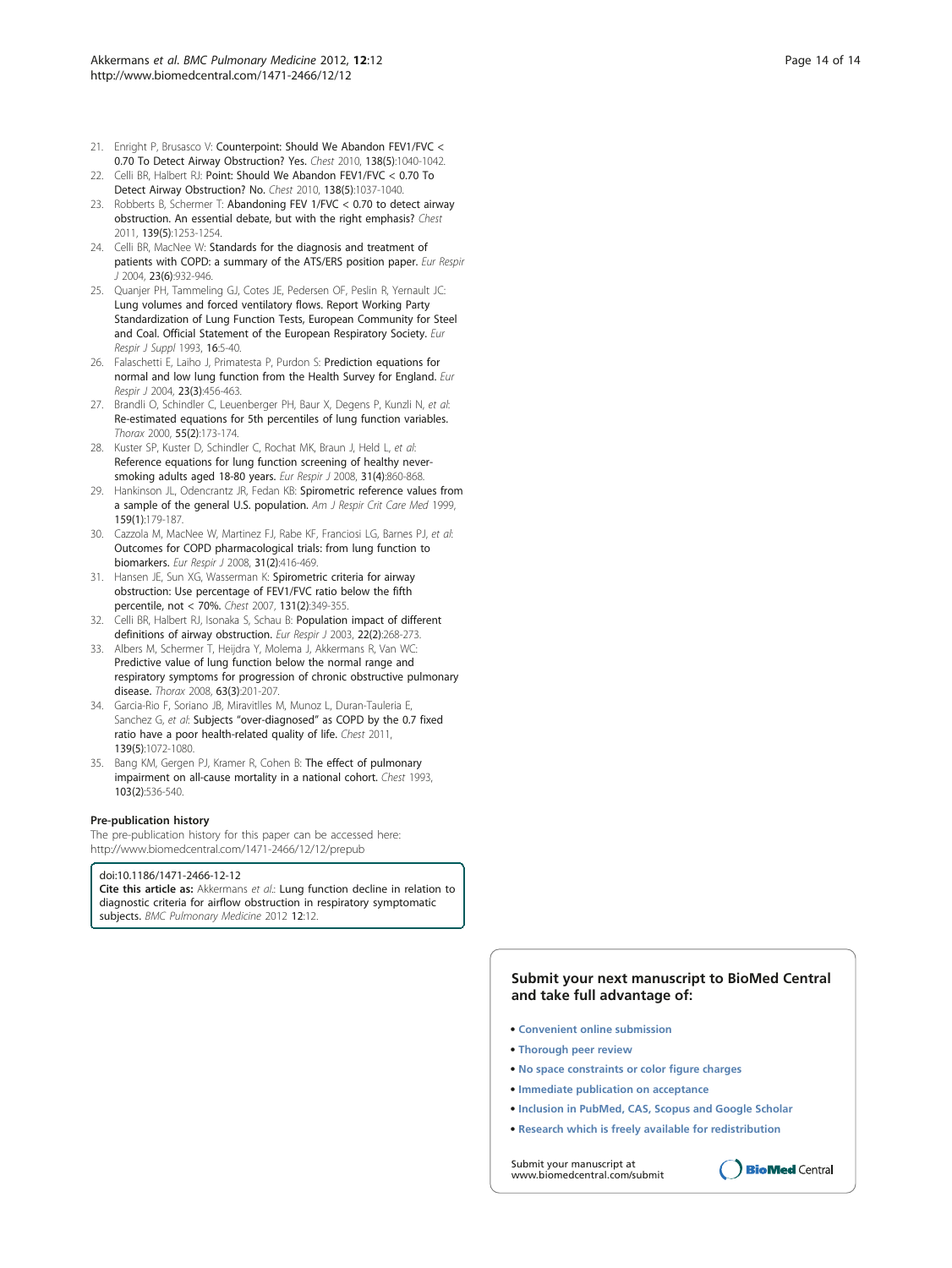21. Enright P, Brusasco V: **Counterpoint: Should We Abandon FEV1/FVC < 0.70 To Detect Airway Obstruction? Yes.** *Chest* 2010, **138(5)**:1040-1042.
22. Celli BR, Halbert RJ: **Point: Should We Abandon FEV1/FVC < 0.70 To Detect Airway Obstruction? No.** *Chest* 2010, **138(5)**:1037-1040.
23. Robberts B, Schermer T: **Abandoning FEV 1/FVC < 0.70 to detect airway obstruction. An essential debate, but with the right emphasis?** *Chest* 2011, **139(5)**:1253-1254.
24. Celli BR, MacNee W: **Standards for the diagnosis and treatment of patients with COPD: a summary of the ATS/ERS position paper.** *Eur Respir J* 2004, **23(6)**:932-946.
25. Quanjer PH, Tammeling GJ, Cotes JE, Pedersen OF, Peslin R, Yernault JC: **Lung volumes and forced ventilatory flows. Report Working Party Standardization of Lung Function Tests, European Community for Steel and Coal. Official Statement of the European Respiratory Society.** *Eur Respir J Suppl* 1993, **16**:5-40.
26. Falaschetti E, Laiho J, Primatesta P, Purdon S: **Prediction equations for normal and low lung function from the Health Survey for England.** *Eur Respir J* 2004, **23(3)**:456-463.
27. Brandli O, Schindler C, Leuenberger PH, Baur X, Degens P, Kunzli N, *et al*: **Re-estimated equations for 5th percentiles of lung function variables.** *Thorax* 2000, **55(2)**:173-174.
28. Kuster SP, Kuster D, Schindler C, Rochat MK, Braun J, Held L, *et al*: **Reference equations for lung function screening of healthy never-smoking adults aged 18-80 years.** *Eur Respir J* 2008, **31(4)**:860-868.
29. Hankinson JL, Odencrantz JR, Fedan KB: **Spirometric reference values from a sample of the general U.S. population.** *Am J Respir Crit Care Med* 1999, **159(1)**:179-187.
30. Cazzola M, MacNee W, Martinez FJ, Rabe KF, Franciosi LG, Barnes PJ, *et al*: **Outcomes for COPD pharmacological trials: from lung function to biomarkers.** *Eur Respir J* 2008, **31(2)**:416-469.
31. Hansen JE, Sun XG, Wasserman K: **Spirometric criteria for airway obstruction: Use percentage of FEV1/FVC ratio below the fifth percentile, not < 70%.** *Chest* 2007, **131(2)**:349-355.
32. Celli BR, Halbert RJ, Isonaka S, Schau B: **Population impact of different definitions of airway obstruction.** *Eur Respir J* 2003, **22(2)**:268-273.
33. Albers M, Schermer T, Heijdra Y, Molema J, Akkermans R, Van WC: **Predictive value of lung function below the normal range and respiratory symptoms for progression of chronic obstructive pulmonary disease.** *Thorax* 2008, **63(3)**:201-207.
34. Garcia-Rio F, Soriano JB, Miravitlles M, Munoz L, Duran-Tauleria E, Sanchez G, *et al*: **Subjects "over-diagnosed" as COPD by the 0.7 fixed ratio have a poor health-related quality of life.** *Chest* 2011, **139(5)**:1072-1080.
35. Bang KM, Gergen PJ, Kramer R, Cohen B: **The effect of pulmonary impairment on all-cause mortality in a national cohort.** *Chest* 1993, **103(2)**:536-540.

### Pre-publication history

The pre-publication history for this paper can be accessed here:
http://www.biomedcentral.com/1471-2466/12/12/prepub

doi:10.1186/1471-2466-12-12

**Cite this article as:** Akkermans *et al*.: Lung function decline in relation to diagnostic criteria for airflow obstruction in respiratory symptomatic subjects. *BMC Pulmonary Medicine* 2012 **12**:12.

**Submit your next manuscript to BioMed Central and take full advantage of:**

- Convenient online submission
- Thorough peer review
- No space constraints or color figure charges
- Immediate publication on acceptance
- Inclusion in PubMed, CAS, Scopus and Google Scholar
- Research which is freely available for redistribution

Submit your manuscript at
www.biomedcentral.com/submit

BioMed Central